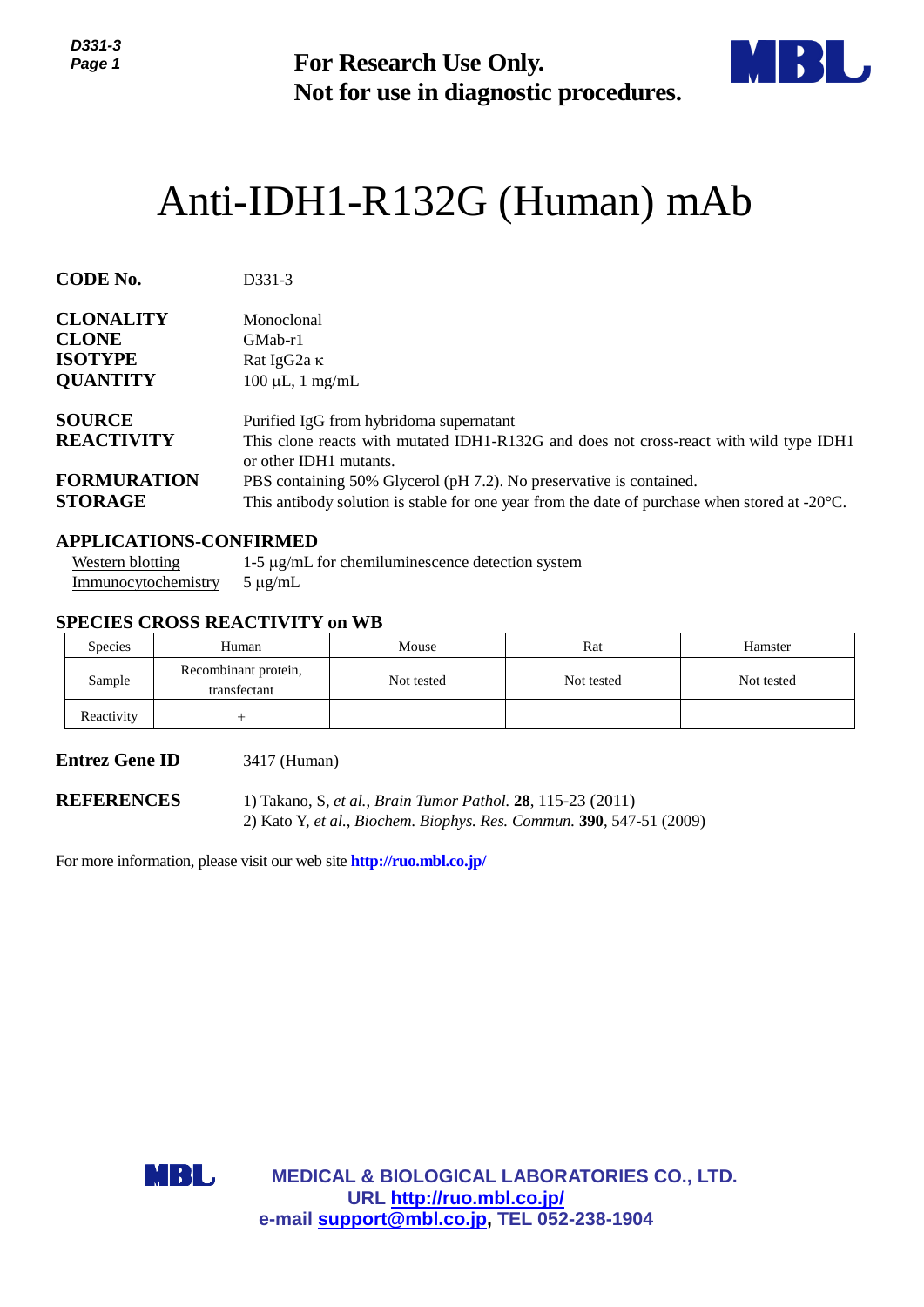**For Research Use Only.**
**Not for use in diagnostic procedures.**

# Anti-IDH1-R132G (Human) mAb

**CODE No.** D331-3

**CLONALITY** Monoclonal
**CLONE** GMab-r1
**ISOTYPE** Rat IgG2a κ
**QUANTITY** 100 µL, 1 mg/mL

**SOURCE** Purified IgG from hybridoma supernatant
**REACTIVITY** This clone reacts with mutated IDH1-R132G and does not cross-react with wild type IDH1 or other IDH1 mutants.
**FORMURATION** PBS containing 50% Glycerol (pH 7.2). No preservative is contained.
**STORAGE** This antibody solution is stable for one year from the date of purchase when stored at -20°C.

## APPLICATIONS-CONFIRMED

Western blotting — 1-5 µg/mL for chemiluminescence detection system
Immunocytochemistry — 5 µg/mL

## SPECIES CROSS REACTIVITY on WB

| Species | Human | Mouse | Rat | Hamster |
|---|---|---|---|---|
| Sample | Recombinant protein, transfectant | Not tested | Not tested | Not tested |
| Reactivity | + | | | |

**Entrez Gene ID** 3417 (Human)

**REFERENCES**
1) Takano, S, *et al.*, *Brain Tumor Pathol.* **28**, 115-23 (2011)
2) Kato Y, *et al.*, *Biochem. Biophys. Res. Commun.* **390**, 547-51 (2009)

For more information, please visit our web site **http://ruo.mbl.co.jp/**

**MEDICAL & BIOLOGICAL LABORATORIES CO., LTD.**
**URL http://ruo.mbl.co.jp/**
**e-mail support@mbl.co.jp, TEL 052-238-1904**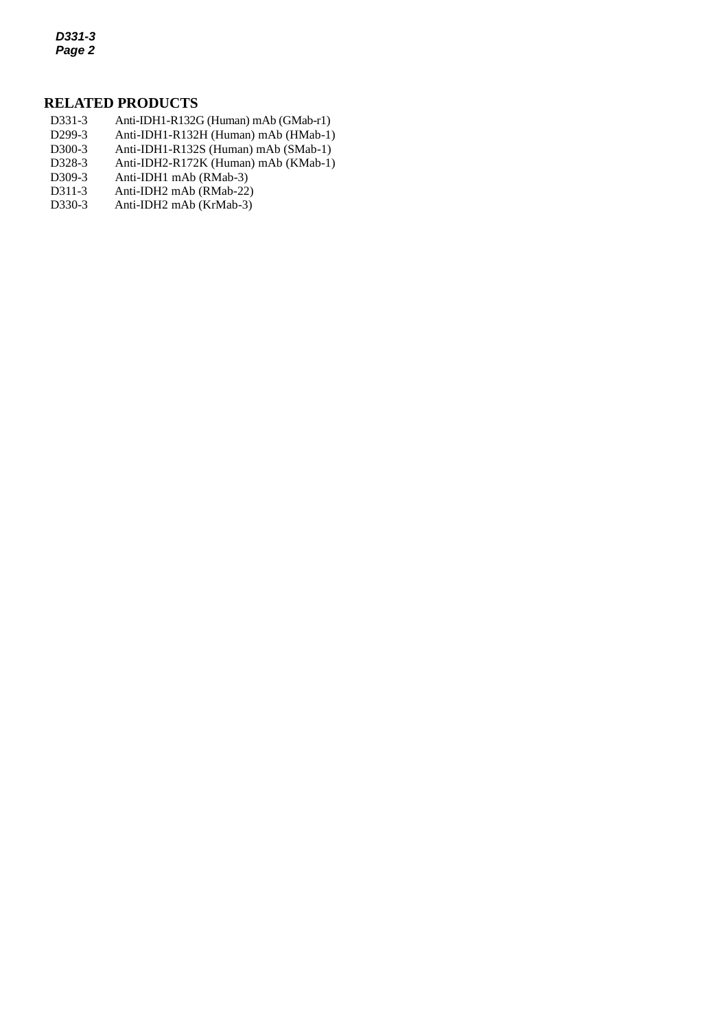## RELATED PRODUCTS

| | |
|---|---|
| D331-3 | Anti-IDH1-R132G (Human) mAb (GMab-r1) |
| D299-3 | Anti-IDH1-R132H (Human) mAb (HMab-1) |
| D300-3 | Anti-IDH1-R132S (Human) mAb (SMab-1) |
| D328-3 | Anti-IDH2-R172K (Human) mAb (KMab-1) |
| D309-3 | Anti-IDH1 mAb (RMab-3) |
| D311-3 | Anti-IDH2 mAb (RMab-22) |
| D330-3 | Anti-IDH2 mAb (KrMab-3) |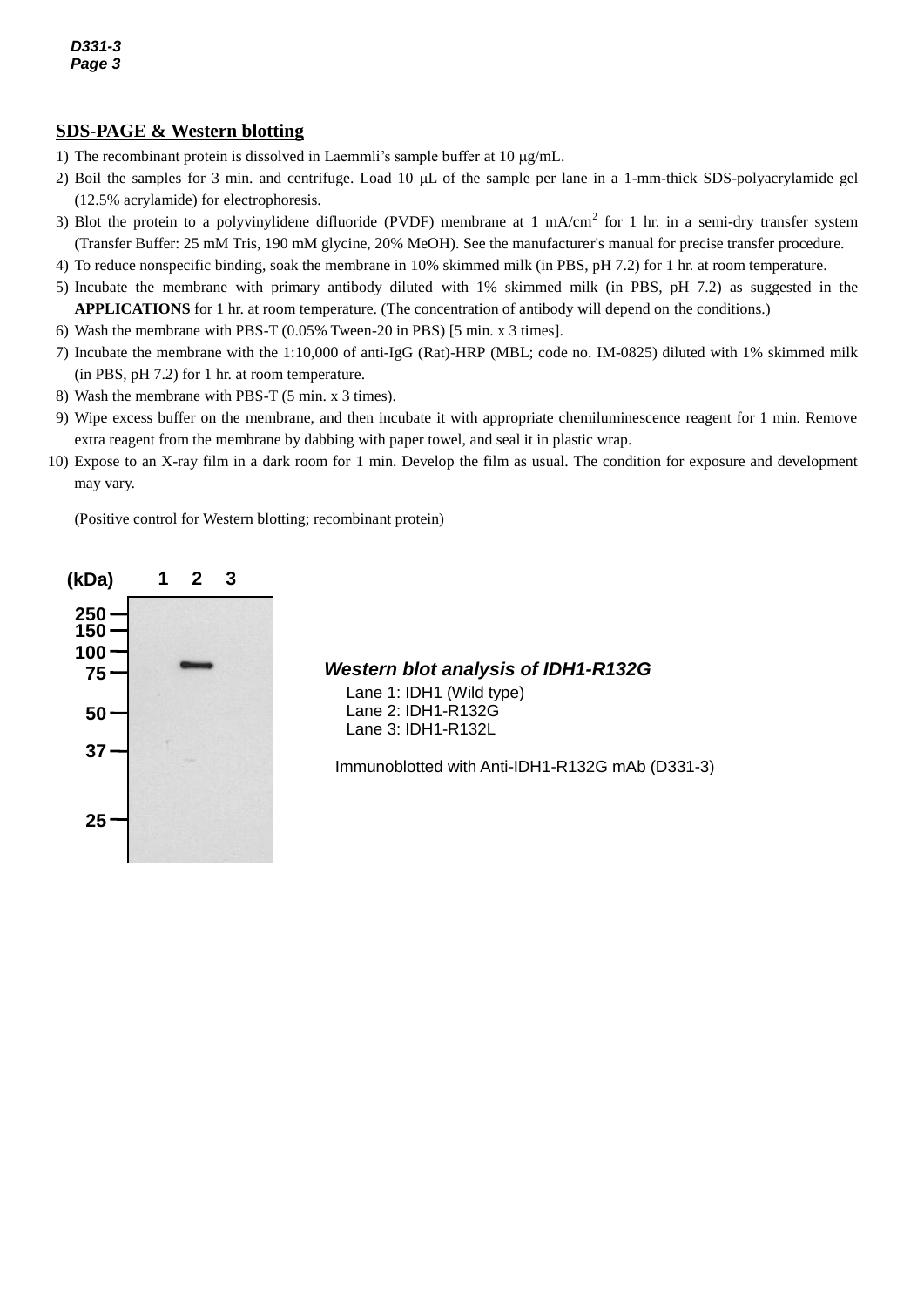## SDS-PAGE & Western blotting

1) The recombinant protein is dissolved in Laemmli's sample buffer at 10 μg/mL.
2) Boil the samples for 3 min. and centrifuge. Load 10 μL of the sample per lane in a 1-mm-thick SDS-polyacrylamide gel (12.5% acrylamide) for electrophoresis.
3) Blot the protein to a polyvinylidene difluoride (PVDF) membrane at 1 mA/cm$^2$ for 1 hr. in a semi-dry transfer system (Transfer Buffer: 25 mM Tris, 190 mM glycine, 20% MeOH). See the manufacturer's manual for precise transfer procedure.
4) To reduce nonspecific binding, soak the membrane in 10% skimmed milk (in PBS, pH 7.2) for 1 hr. at room temperature.
5) Incubate the membrane with primary antibody diluted with 1% skimmed milk (in PBS, pH 7.2) as suggested in the **APPLICATIONS** for 1 hr. at room temperature. (The concentration of antibody will depend on the conditions.)
6) Wash the membrane with PBS-T (0.05% Tween-20 in PBS) [5 min. x 3 times].
7) Incubate the membrane with the 1:10,000 of anti-IgG (Rat)-HRP (MBL; code no. IM-0825) diluted with 1% skimmed milk (in PBS, pH 7.2) for 1 hr. at room temperature.
8) Wash the membrane with PBS-T (5 min. x 3 times).
9) Wipe excess buffer on the membrane, and then incubate it with appropriate chemiluminescence reagent for 1 min. Remove extra reagent from the membrane by dabbing with paper towel, and seal it in plastic wrap.
10) Expose to an X-ray film in a dark room for 1 min. Develop the film as usual. The condition for exposure and development may vary.

(Positive control for Western blotting; recombinant protein)

***Western blot analysis of IDH1-R132G***

Lane 1: IDH1 (Wild type)
Lane 2: IDH1-R132G
Lane 3: IDH1-R132L

Immunoblotted with Anti-IDH1-R132G mAb (D331-3)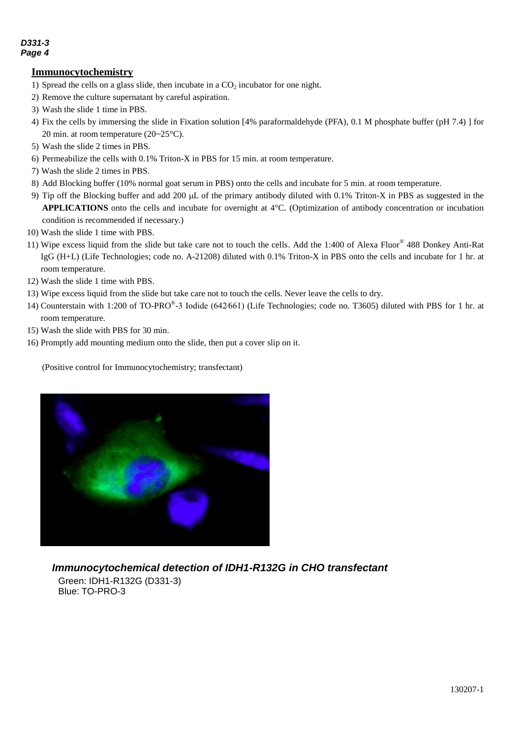## Immunocytochemistry

1) Spread the cells on a glass slide, then incubate in a $CO_2$ incubator for one night.
2) Remove the culture supernatant by careful aspiration.
3) Wash the slide 1 time in PBS.
4) Fix the cells by immersing the slide in Fixation solution [4% paraformaldehyde (PFA), 0.1 M phosphate buffer (pH 7.4) ] for 20 min. at room temperature (20~25°C).
5) Wash the slide 2 times in PBS.
6) Permeabilize the cells with 0.1% Triton-X in PBS for 15 min. at room temperature.
7) Wash the slide 2 times in PBS.
8) Add Blocking buffer (10% normal goat serum in PBS) onto the cells and incubate for 5 min. at room temperature.
9) Tip off the Blocking buffer and add 200 μL of the primary antibody diluted with 0.1% Triton-X in PBS as suggested in the **APPLICATIONS** onto the cells and incubate for overnight at 4°C. (Optimization of antibody concentration or incubation condition is recommended if necessary.)
10) Wash the slide 1 time with PBS.
11) Wipe excess liquid from the slide but take care not to touch the cells. Add the 1:400 of Alexa Fluor® 488 Donkey Anti-Rat IgG (H+L) (Life Technologies; code no. A-21208) diluted with 0.1% Triton-X in PBS onto the cells and incubate for 1 hr. at room temperature.
12) Wash the slide 1 time with PBS.
13) Wipe excess liquid from the slide but take care not to touch the cells. Never leave the cells to dry.
14) Counterstain with 1:200 of TO-PRO®-3 Iodide (642/661) (Life Technologies; code no. T3605) diluted with PBS for 1 hr. at room temperature.
15) Wash the slide with PBS for 30 min.
16) Promptly add mounting medium onto the slide, then put a cover slip on it.

(Positive control for Immunocytochemistry; transfectant)

***Immunocytochemical detection of IDH1-R132G in CHO transfectant***

Green: IDH1-R132G (D331-3)
Blue: TO-PRO-3

130207-1